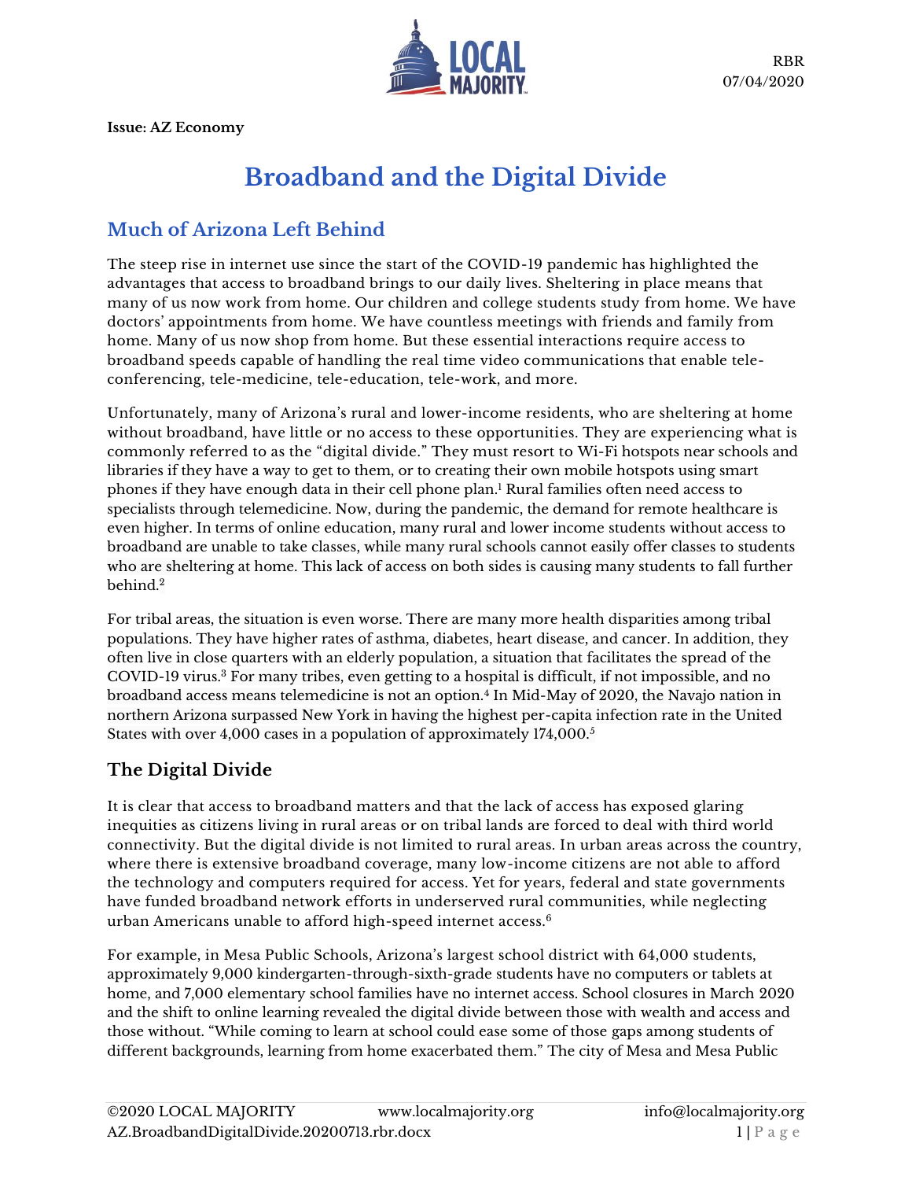RBR
07/04/2020

**Issue: AZ Economy**

# Broadband and the Digital Divide

## Much of Arizona Left Behind

The steep rise in internet use since the start of the COVID-19 pandemic has highlighted the advantages that access to broadband brings to our daily lives. Sheltering in place means that many of us now work from home. Our children and college students study from home. We have doctors' appointments from home. We have countless meetings with friends and family from home. Many of us now shop from home. But these essential interactions require access to broadband speeds capable of handling the real time video communications that enable tele-conferencing, tele-medicine, tele-education, tele-work, and more.

Unfortunately, many of Arizona's rural and lower-income residents, who are sheltering at home without broadband, have little or no access to these opportunities. They are experiencing what is commonly referred to as the "digital divide." They must resort to Wi-Fi hotspots near schools and libraries if they have a way to get to them, or to creating their own mobile hotspots using smart phones if they have enough data in their cell phone plan.[1] Rural families often need access to specialists through telemedicine. Now, during the pandemic, the demand for remote healthcare is even higher. In terms of online education, many rural and lower income students without access to broadband are unable to take classes, while many rural schools cannot easily offer classes to students who are sheltering at home. This lack of access on both sides is causing many students to fall further behind.[2]

For tribal areas, the situation is even worse. There are many more health disparities among tribal populations. They have higher rates of asthma, diabetes, heart disease, and cancer. In addition, they often live in close quarters with an elderly population, a situation that facilitates the spread of the COVID-19 virus.[3] For many tribes, even getting to a hospital is difficult, if not impossible, and no broadband access means telemedicine is not an option.[4] In Mid-May of 2020, the Navajo nation in northern Arizona surpassed New York in having the highest per-capita infection rate in the United States with over 4,000 cases in a population of approximately 174,000.[5]

## The Digital Divide

It is clear that access to broadband matters and that the lack of access has exposed glaring inequities as citizens living in rural areas or on tribal lands are forced to deal with third world connectivity. But the digital divide is not limited to rural areas. In urban areas across the country, where there is extensive broadband coverage, many low-income citizens are not able to afford the technology and computers required for access. Yet for years, federal and state governments have funded broadband network efforts in underserved rural communities, while neglecting urban Americans unable to afford high-speed internet access.[6]

For example, in Mesa Public Schools, Arizona's largest school district with 64,000 students, approximately 9,000 kindergarten-through-sixth-grade students have no computers or tablets at home, and 7,000 elementary school families have no internet access. School closures in March 2020 and the shift to online learning revealed the digital divide between those with wealth and access and those without. "While coming to learn at school could ease some of those gaps among students of different backgrounds, learning from home exacerbated them." The city of Mesa and Mesa Public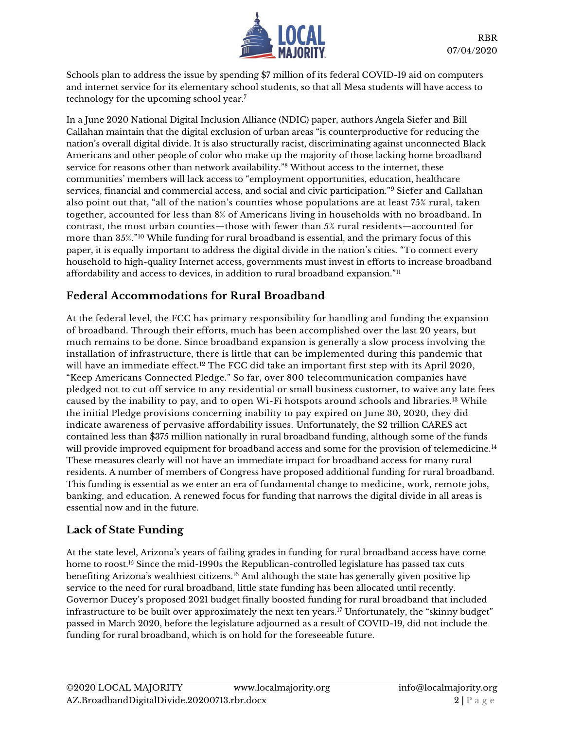Schools plan to address the issue by spending $7 million of its federal COVID-19 aid on computers and internet service for its elementary school students, so that all Mesa students will have access to technology for the upcoming school year.[7]

In a June 2020 National Digital Inclusion Alliance (NDIC) paper, authors Angela Siefer and Bill Callahan maintain that the digital exclusion of urban areas "is counterproductive for reducing the nation's overall digital divide. It is also structurally racist, discriminating against unconnected Black Americans and other people of color who make up the majority of those lacking home broadband service for reasons other than network availability."[8] Without access to the internet, these communities' members will lack access to "employment opportunities, education, healthcare services, financial and commercial access, and social and civic participation."[9] Siefer and Callahan also point out that, "all of the nation's counties whose populations are at least 75% rural, taken together, accounted for less than 8% of Americans living in households with no broadband. In contrast, the most urban counties—those with fewer than 5% rural residents—accounted for more than 35%."[10] While funding for rural broadband is essential, and the primary focus of this paper, it is equally important to address the digital divide in the nation's cities. "To connect every household to high-quality Internet access, governments must invest in efforts to increase broadband affordability and access to devices, in addition to rural broadband expansion."[11]

## Federal Accommodations for Rural Broadband

At the federal level, the FCC has primary responsibility for handling and funding the expansion of broadband. Through their efforts, much has been accomplished over the last 20 years, but much remains to be done. Since broadband expansion is generally a slow process involving the installation of infrastructure, there is little that can be implemented during this pandemic that will have an immediate effect.[12] The FCC did take an important first step with its April 2020, "Keep Americans Connected Pledge." So far, over 800 telecommunication companies have pledged not to cut off service to any residential or small business customer, to waive any late fees caused by the inability to pay, and to open Wi-Fi hotspots around schools and libraries.[13] While the initial Pledge provisions concerning inability to pay expired on June 30, 2020, they did indicate awareness of pervasive affordability issues. Unfortunately, the $2 trillion CARES act contained less than $375 million nationally in rural broadband funding, although some of the funds will provide improved equipment for broadband access and some for the provision of telemedicine.[14] These measures clearly will not have an immediate impact for broadband access for many rural residents. A number of members of Congress have proposed additional funding for rural broadband. This funding is essential as we enter an era of fundamental change to medicine, work, remote jobs, banking, and education. A renewed focus for funding that narrows the digital divide in all areas is essential now and in the future.

## Lack of State Funding

At the state level, Arizona's years of failing grades in funding for rural broadband access have come home to roost.[15] Since the mid-1990s the Republican-controlled legislature has passed tax cuts benefiting Arizona's wealthiest citizens.[16] And although the state has generally given positive lip service to the need for rural broadband, little state funding has been allocated until recently. Governor Ducey's proposed 2021 budget finally boosted funding for rural broadband that included infrastructure to be built over approximately the next ten years.[17] Unfortunately, the "skinny budget" passed in March 2020, before the legislature adjourned as a result of COVID-19, did not include the funding for rural broadband, which is on hold for the foreseeable future.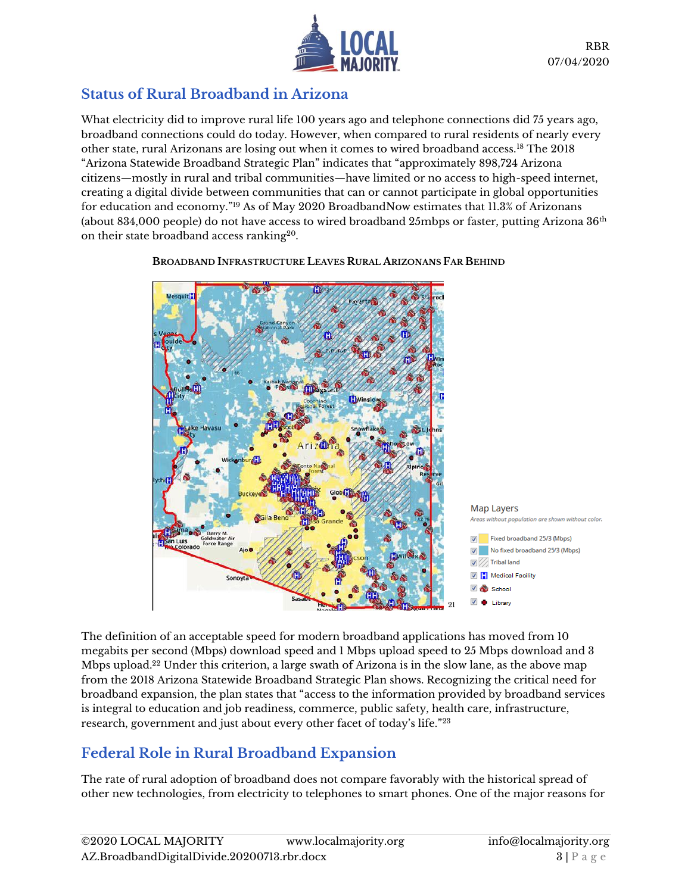## Status of Rural Broadband in Arizona

What electricity did to improve rural life 100 years ago and telephone connections did 75 years ago, broadband connections could do today. However, when compared to rural residents of nearly every other state, rural Arizonans are losing out when it comes to wired broadband access.[18] The 2018 "Arizona Statewide Broadband Strategic Plan" indicates that "approximately 898,724 Arizona citizens—mostly in rural and tribal communities—have limited or no access to high-speed internet, creating a digital divide between communities that can or cannot participate in global opportunities for education and economy."[19] As of May 2020 BroadbandNow estimates that 11.3% of Arizonans (about 834,000 people) do not have access to wired broadband 25mbps or faster, putting Arizona 36th on their state broadband access ranking[20].

**BROADBAND INFRASTRUCTURE LEAVES RURAL ARIZONANS FAR BEHIND**

[21]

The definition of an acceptable speed for modern broadband applications has moved from 10 megabits per second (Mbps) download speed and 1 Mbps upload speed to 25 Mbps download and 3 Mbps upload.[22] Under this criterion, a large swath of Arizona is in the slow lane, as the above map from the 2018 Arizona Statewide Broadband Strategic Plan shows. Recognizing the critical need for broadband expansion, the plan states that "access to the information provided by broadband services is integral to education and job readiness, commerce, public safety, health care, infrastructure, research, government and just about every other facet of today's life."[23]

## Federal Role in Rural Broadband Expansion

The rate of rural adoption of broadband does not compare favorably with the historical spread of other new technologies, from electricity to telephones to smart phones. One of the major reasons for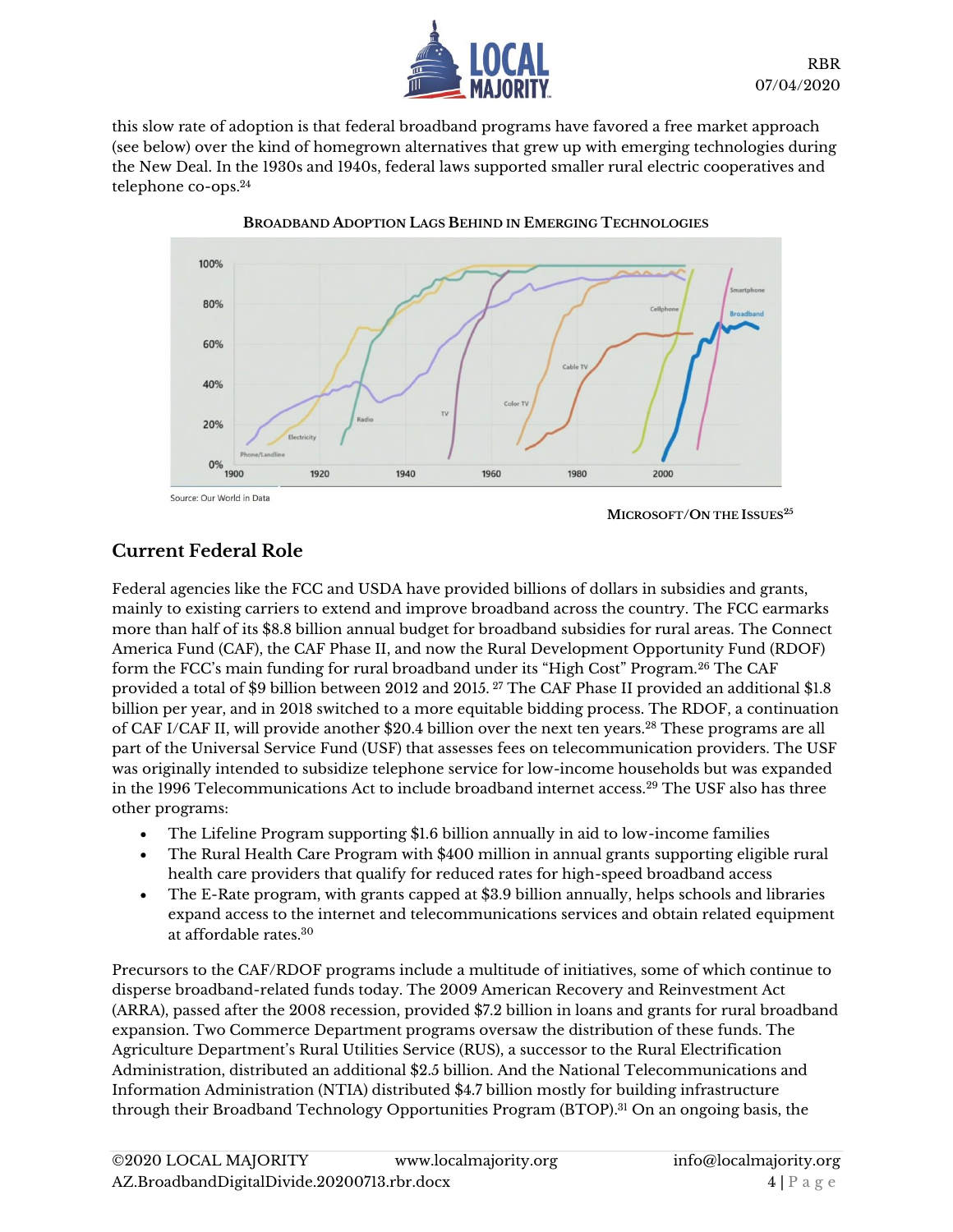this slow rate of adoption is that federal broadband programs have favored a free market approach (see below) over the kind of homegrown alternatives that grew up with emerging technologies during the New Deal. In the 1930s and 1940s, federal laws supported smaller rural electric cooperatives and telephone co-ops.[24]

**Broadband Adoption Lags Behind in Emerging Technologies**

Source: Our World in Data

**Microsoft/On the Issues**[25]

## Current Federal Role

Federal agencies like the FCC and USDA have provided billions of dollars in subsidies and grants, mainly to existing carriers to extend and improve broadband across the country. The FCC earmarks more than half of its $8.8 billion annual budget for broadband subsidies for rural areas. The Connect America Fund (CAF), the CAF Phase II, and now the Rural Development Opportunity Fund (RDOF) form the FCC's main funding for rural broadband under its "High Cost" Program.[26] The CAF provided a total of $9 billion between 2012 and 2015. [27] The CAF Phase II provided an additional $1.8 billion per year, and in 2018 switched to a more equitable bidding process. The RDOF, a continuation of CAF I/CAF II, will provide another $20.4 billion over the next ten years.[28] These programs are all part of the Universal Service Fund (USF) that assesses fees on telecommunication providers. The USF was originally intended to subsidize telephone service for low-income households but was expanded in the 1996 Telecommunications Act to include broadband internet access.[29] The USF also has three other programs:

- The Lifeline Program supporting $1.6 billion annually in aid to low-income families
- The Rural Health Care Program with $400 million in annual grants supporting eligible rural health care providers that qualify for reduced rates for high-speed broadband access
- The E-Rate program, with grants capped at $3.9 billion annually, helps schools and libraries expand access to the internet and telecommunications services and obtain related equipment at affordable rates.[30]

Precursors to the CAF/RDOF programs include a multitude of initiatives, some of which continue to disperse broadband-related funds today. The 2009 American Recovery and Reinvestment Act (ARRA), passed after the 2008 recession, provided $7.2 billion in loans and grants for rural broadband expansion. Two Commerce Department programs oversaw the distribution of these funds. The Agriculture Department's Rural Utilities Service (RUS), a successor to the Rural Electrification Administration, distributed an additional $2.5 billion. And the National Telecommunications and Information Administration (NTIA) distributed $4.7 billion mostly for building infrastructure through their Broadband Technology Opportunities Program (BTOP).[31] On an ongoing basis, the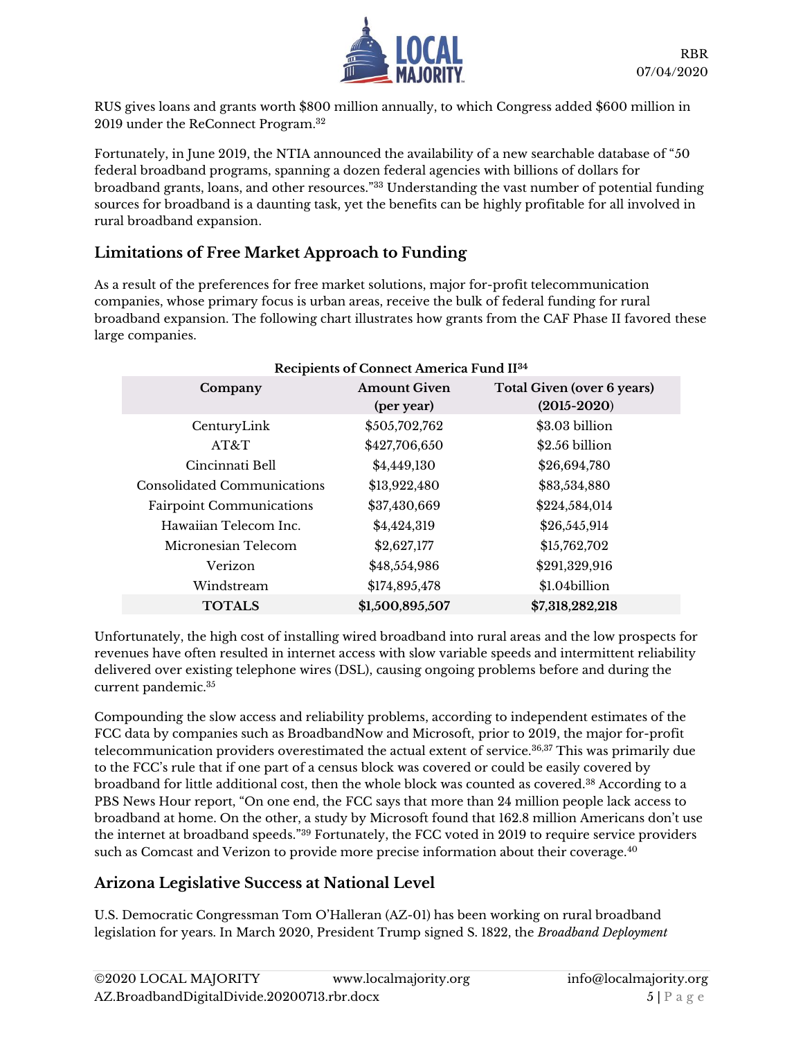RUS gives loans and grants worth $800 million annually, to which Congress added $600 million in 2019 under the ReConnect Program.[32]

Fortunately, in June 2019, the NTIA announced the availability of a new searchable database of "50 federal broadband programs, spanning a dozen federal agencies with billions of dollars for broadband grants, loans, and other resources."[33] Understanding the vast number of potential funding sources for broadband is a daunting task, yet the benefits can be highly profitable for all involved in rural broadband expansion.

## Limitations of Free Market Approach to Funding

As a result of the preferences for free market solutions, major for-profit telecommunication companies, whose primary focus is urban areas, receive the bulk of federal funding for rural broadband expansion. The following chart illustrates how grants from the CAF Phase II favored these large companies.

**Recipients of Connect America Fund II[34]**

| Company | Amount Given (per year) | Total Given (over 6 years) (2015-2020) |
|---|---|---|
| CenturyLink | $505,702,762 | $3.03 billion |
| AT&T | $427,706,650 | $2.56 billion |
| Cincinnati Bell | $4,449,130 | $26,694,780 |
| Consolidated Communications | $13,922,480 | $83,534,880 |
| Fairpoint Communications | $37,430,669 | $224,584,014 |
| Hawaiian Telecom Inc. | $4,424,319 | $26,545,914 |
| Micronesian Telecom | $2,627,177 | $15,762,702 |
| Verizon | $48,554,986 | $291,329,916 |
| Windstream | $174,895,478 | $1.04billion |
| **TOTALS** | **$1,500,895,507** | **$7,318,282,218** |

Unfortunately, the high cost of installing wired broadband into rural areas and the low prospects for revenues have often resulted in internet access with slow variable speeds and intermittent reliability delivered over existing telephone wires (DSL), causing ongoing problems before and during the current pandemic.[35]

Compounding the slow access and reliability problems, according to independent estimates of the FCC data by companies such as BroadbandNow and Microsoft, prior to 2019, the major for-profit telecommunication providers overestimated the actual extent of service.[36,37] This was primarily due to the FCC's rule that if one part of a census block was covered or could be easily covered by broadband for little additional cost, then the whole block was counted as covered.[38] According to a PBS News Hour report, "On one end, the FCC says that more than 24 million people lack access to broadband at home. On the other, a study by Microsoft found that 162.8 million Americans don't use the internet at broadband speeds."[39] Fortunately, the FCC voted in 2019 to require service providers such as Comcast and Verizon to provide more precise information about their coverage.[40]

## Arizona Legislative Success at National Level

U.S. Democratic Congressman Tom O'Halleran (AZ-01) has been working on rural broadband legislation for years. In March 2020, President Trump signed S. 1822, the *Broadband Deployment*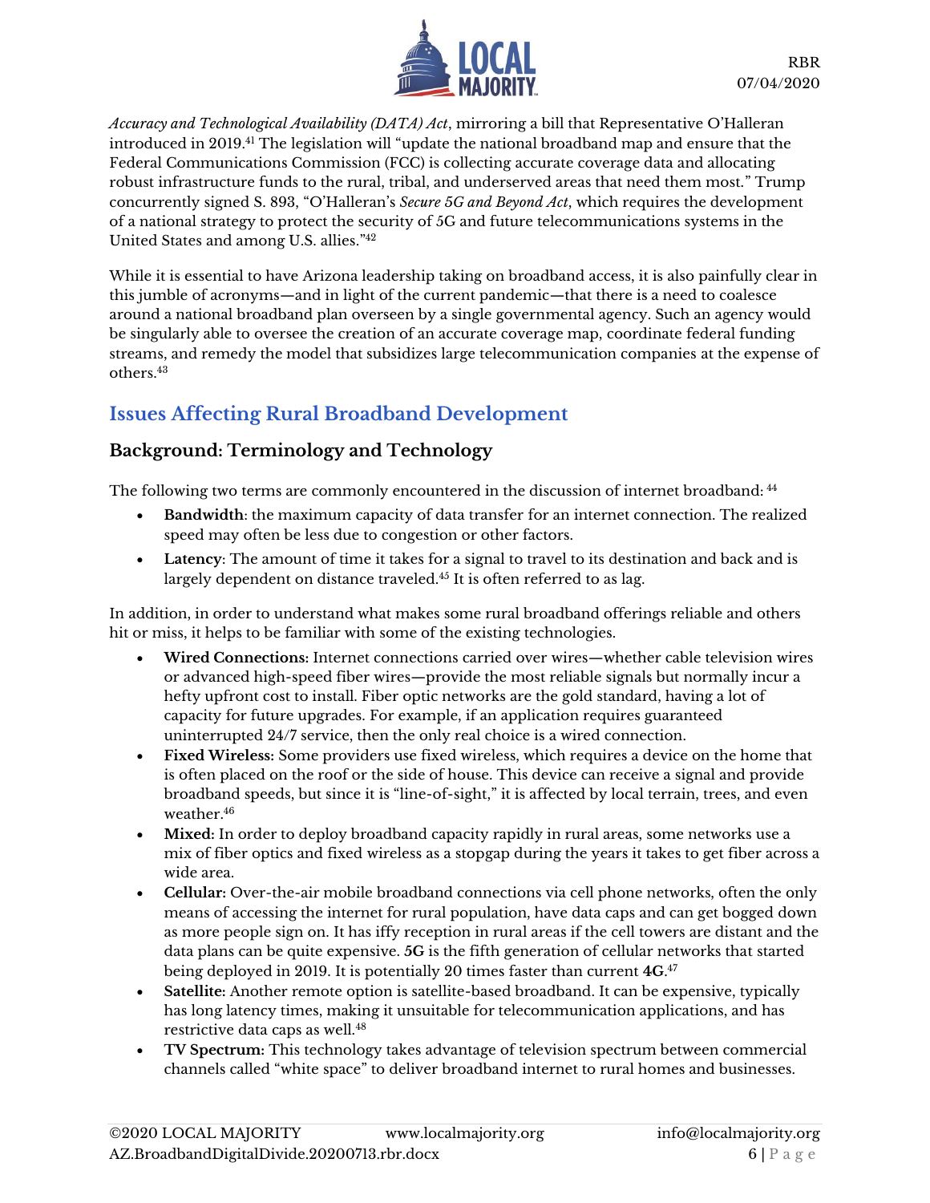*Accuracy and Technological Availability (DATA) Act*, mirroring a bill that Representative O'Halleran introduced in 2019.[41] The legislation will "update the national broadband map and ensure that the Federal Communications Commission (FCC) is collecting accurate coverage data and allocating robust infrastructure funds to the rural, tribal, and underserved areas that need them most." Trump concurrently signed S. 893, "O'Halleran's *Secure 5G and Beyond Act*, which requires the development of a national strategy to protect the security of 5G and future telecommunications systems in the United States and among U.S. allies."[42]

While it is essential to have Arizona leadership taking on broadband access, it is also painfully clear in this jumble of acronyms—and in light of the current pandemic—that there is a need to coalesce around a national broadband plan overseen by a single governmental agency. Such an agency would be singularly able to oversee the creation of an accurate coverage map, coordinate federal funding streams, and remedy the model that subsidizes large telecommunication companies at the expense of others.[43]

## Issues Affecting Rural Broadband Development

### Background: Terminology and Technology

The following two terms are commonly encountered in the discussion of internet broadband: [44]

- **Bandwidth**: the maximum capacity of data transfer for an internet connection. The realized speed may often be less due to congestion or other factors.
- **Latency**: The amount of time it takes for a signal to travel to its destination and back and is largely dependent on distance traveled.[45] It is often referred to as lag.

In addition, in order to understand what makes some rural broadband offerings reliable and others hit or miss, it helps to be familiar with some of the existing technologies.

- **Wired Connections:** Internet connections carried over wires—whether cable television wires or advanced high-speed fiber wires—provide the most reliable signals but normally incur a hefty upfront cost to install. Fiber optic networks are the gold standard, having a lot of capacity for future upgrades. For example, if an application requires guaranteed uninterrupted 24/7 service, then the only real choice is a wired connection.
- **Fixed Wireless:** Some providers use fixed wireless, which requires a device on the home that is often placed on the roof or the side of house. This device can receive a signal and provide broadband speeds, but since it is "line-of-sight," it is affected by local terrain, trees, and even weather.[46]
- **Mixed:** In order to deploy broadband capacity rapidly in rural areas, some networks use a mix of fiber optics and fixed wireless as a stopgap during the years it takes to get fiber across a wide area.
- **Cellular:** Over-the-air mobile broadband connections via cell phone networks, often the only means of accessing the internet for rural population, have data caps and can get bogged down as more people sign on. It has iffy reception in rural areas if the cell towers are distant and the data plans can be quite expensive. **5G** is the fifth generation of cellular networks that started being deployed in 2019. It is potentially 20 times faster than current **4G**.[47]
- **Satellite:** Another remote option is satellite-based broadband. It can be expensive, typically has long latency times, making it unsuitable for telecommunication applications, and has restrictive data caps as well.[48]
- **TV Spectrum:** This technology takes advantage of television spectrum between commercial channels called "white space" to deliver broadband internet to rural homes and businesses.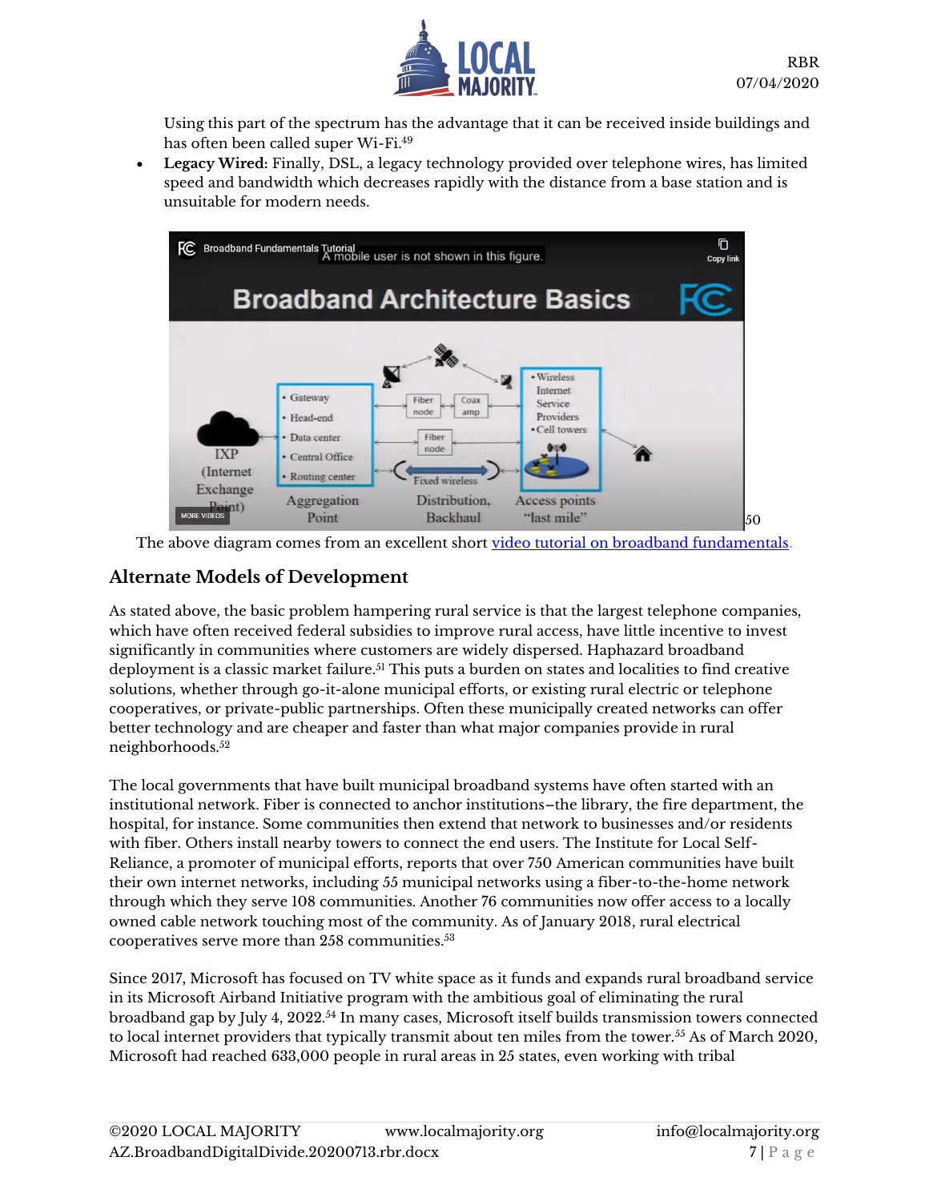Using this part of the spectrum has the advantage that it can be received inside buildings and has often been called super Wi-Fi.[49]

- **Legacy Wired:** Finally, DSL, a legacy technology provided over telephone wires, has limited speed and bandwidth which decreases rapidly with the distance from a base station and is unsuitable for modern needs.

[50]

The above diagram comes from an excellent short video tutorial on broadband fundamentals.

## Alternate Models of Development

As stated above, the basic problem hampering rural service is that the largest telephone companies, which have often received federal subsidies to improve rural access, have little incentive to invest significantly in communities where customers are widely dispersed. Haphazard broadband deployment is a classic market failure.[51] This puts a burden on states and localities to find creative solutions, whether through go-it-alone municipal efforts, or existing rural electric or telephone cooperatives, or private-public partnerships. Often these municipally created networks can offer better technology and are cheaper and faster than what major companies provide in rural neighborhoods.[52]

The local governments that have built municipal broadband systems have often started with an institutional network. Fiber is connected to anchor institutions–the library, the fire department, the hospital, for instance. Some communities then extend that network to businesses and/or residents with fiber. Others install nearby towers to connect the end users. The Institute for Local Self-Reliance, a promoter of municipal efforts, reports that over 750 American communities have built their own internet networks, including 55 municipal networks using a fiber-to-the-home network through which they serve 108 communities. Another 76 communities now offer access to a locally owned cable network touching most of the community. As of January 2018, rural electrical cooperatives serve more than 258 communities.[53]

Since 2017, Microsoft has focused on TV white space as it funds and expands rural broadband service in its Microsoft Airband Initiative program with the ambitious goal of eliminating the rural broadband gap by July 4, 2022.[54] In many cases, Microsoft itself builds transmission towers connected to local internet providers that typically transmit about ten miles from the tower.[55] As of March 2020, Microsoft had reached 633,000 people in rural areas in 25 states, even working with tribal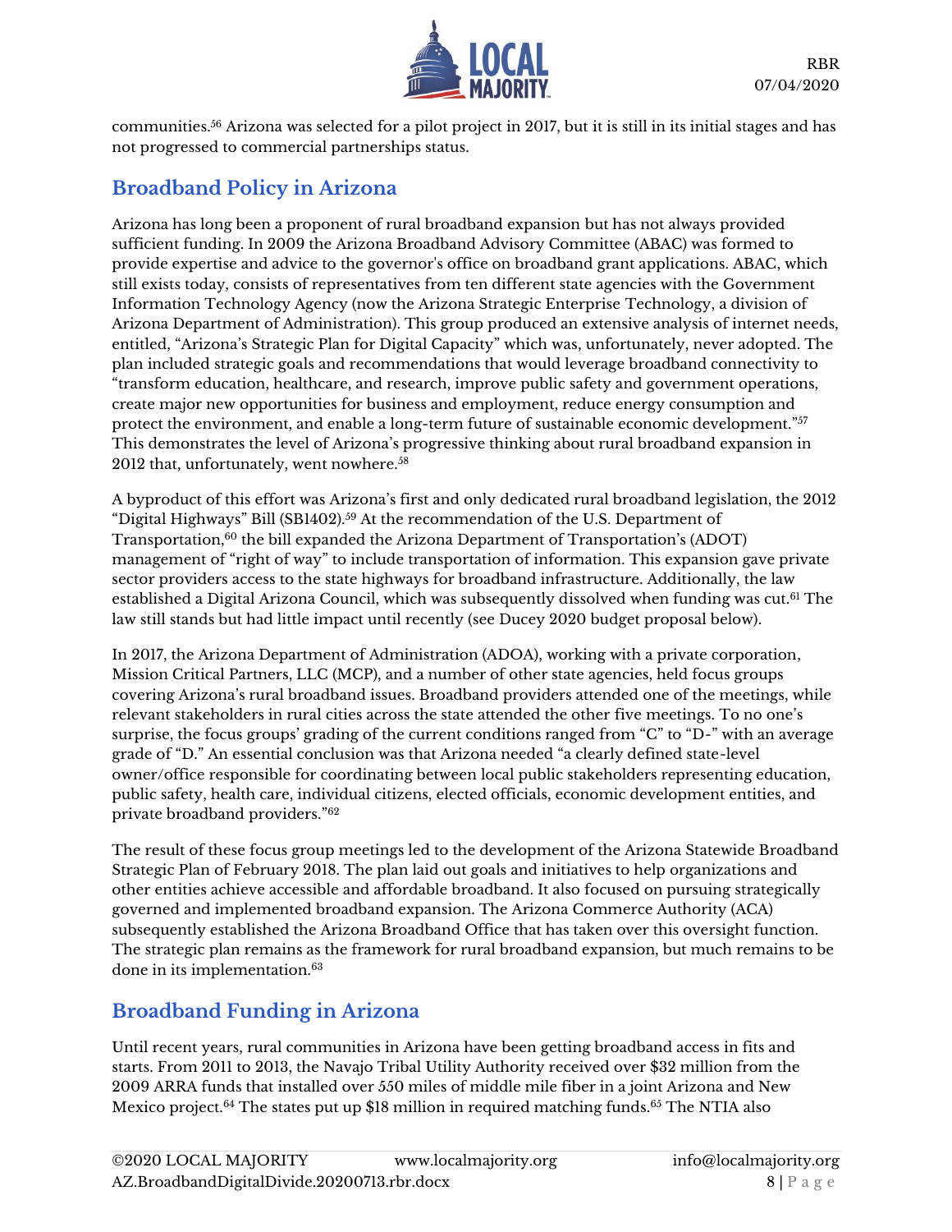communities.[56] Arizona was selected for a pilot project in 2017, but it is still in its initial stages and has not progressed to commercial partnerships status.

## Broadband Policy in Arizona

Arizona has long been a proponent of rural broadband expansion but has not always provided sufficient funding. In 2009 the Arizona Broadband Advisory Committee (ABAC) was formed to provide expertise and advice to the governor's office on broadband grant applications. ABAC, which still exists today, consists of representatives from ten different state agencies with the Government Information Technology Agency (now the Arizona Strategic Enterprise Technology, a division of Arizona Department of Administration). This group produced an extensive analysis of internet needs, entitled, "Arizona's Strategic Plan for Digital Capacity" which was, unfortunately, never adopted. The plan included strategic goals and recommendations that would leverage broadband connectivity to "transform education, healthcare, and research, improve public safety and government operations, create major new opportunities for business and employment, reduce energy consumption and protect the environment, and enable a long-term future of sustainable economic development."[57] This demonstrates the level of Arizona's progressive thinking about rural broadband expansion in 2012 that, unfortunately, went nowhere.[58]

A byproduct of this effort was Arizona's first and only dedicated rural broadband legislation, the 2012 "Digital Highways" Bill (SB1402).[59] At the recommendation of the U.S. Department of Transportation,[60] the bill expanded the Arizona Department of Transportation's (ADOT) management of "right of way" to include transportation of information. This expansion gave private sector providers access to the state highways for broadband infrastructure. Additionally, the law established a Digital Arizona Council, which was subsequently dissolved when funding was cut.[61] The law still stands but had little impact until recently (see Ducey 2020 budget proposal below).

In 2017, the Arizona Department of Administration (ADOA), working with a private corporation, Mission Critical Partners, LLC (MCP), and a number of other state agencies, held focus groups covering Arizona's rural broadband issues. Broadband providers attended one of the meetings, while relevant stakeholders in rural cities across the state attended the other five meetings. To no one's surprise, the focus groups' grading of the current conditions ranged from "C" to "D-" with an average grade of "D." An essential conclusion was that Arizona needed "a clearly defined state-level owner/office responsible for coordinating between local public stakeholders representing education, public safety, health care, individual citizens, elected officials, economic development entities, and private broadband providers."[62]

The result of these focus group meetings led to the development of the Arizona Statewide Broadband Strategic Plan of February 2018. The plan laid out goals and initiatives to help organizations and other entities achieve accessible and affordable broadband. It also focused on pursuing strategically governed and implemented broadband expansion. The Arizona Commerce Authority (ACA) subsequently established the Arizona Broadband Office that has taken over this oversight function. The strategic plan remains as the framework for rural broadband expansion, but much remains to be done in its implementation.[63]

## Broadband Funding in Arizona

Until recent years, rural communities in Arizona have been getting broadband access in fits and starts. From 2011 to 2013, the Navajo Tribal Utility Authority received over $32 million from the 2009 ARRA funds that installed over 550 miles of middle mile fiber in a joint Arizona and New Mexico project.[64] The states put up $18 million in required matching funds.[65] The NTIA also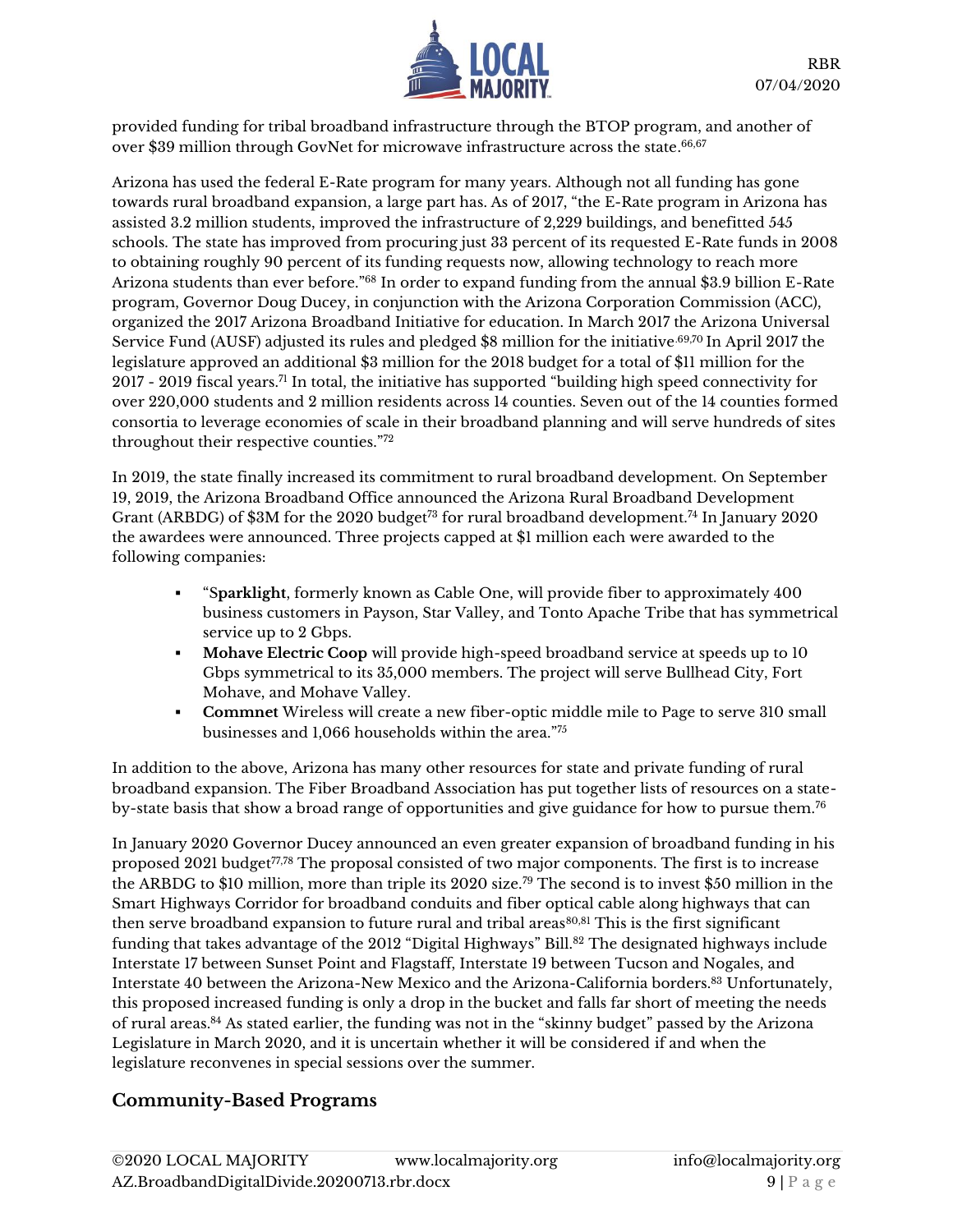provided funding for tribal broadband infrastructure through the BTOP program, and another of over $39 million through GovNet for microwave infrastructure across the state.[66,67]

Arizona has used the federal E-Rate program for many years. Although not all funding has gone towards rural broadband expansion, a large part has. As of 2017, "the E-Rate program in Arizona has assisted 3.2 million students, improved the infrastructure of 2,229 buildings, and benefitted 545 schools. The state has improved from procuring just 33 percent of its requested E-Rate funds in 2008 to obtaining roughly 90 percent of its funding requests now, allowing technology to reach more Arizona students than ever before."[68] In order to expand funding from the annual $3.9 billion E-Rate program, Governor Doug Ducey, in conjunction with the Arizona Corporation Commission (ACC), organized the 2017 Arizona Broadband Initiative for education. In March 2017 the Arizona Universal Service Fund (AUSF) adjusted its rules and pledged $8 million for the initiative.[69,70] In April 2017 the legislature approved an additional $3 million for the 2018 budget for a total of $11 million for the 2017 - 2019 fiscal years.[71] In total, the initiative has supported "building high speed connectivity for over 220,000 students and 2 million residents across 14 counties. Seven out of the 14 counties formed consortia to leverage economies of scale in their broadband planning and will serve hundreds of sites throughout their respective counties."[72]

In 2019, the state finally increased its commitment to rural broadband development. On September 19, 2019, the Arizona Broadband Office announced the Arizona Rural Broadband Development Grant (ARBDG) of $3M for the 2020 budget[73] for rural broadband development.[74] In January 2020 the awardees were announced. Three projects capped at $1 million each were awarded to the following companies:

- "**Sparklight**, formerly known as Cable One, will provide fiber to approximately 400 business customers in Payson, Star Valley, and Tonto Apache Tribe that has symmetrical service up to 2 Gbps.
- **Mohave Electric Coop** will provide high-speed broadband service at speeds up to 10 Gbps symmetrical to its 35,000 members. The project will serve Bullhead City, Fort Mohave, and Mohave Valley.
- **Commnet** Wireless will create a new fiber-optic middle mile to Page to serve 310 small businesses and 1,066 households within the area."[75]

In addition to the above, Arizona has many other resources for state and private funding of rural broadband expansion. The Fiber Broadband Association has put together lists of resources on a state-by-state basis that show a broad range of opportunities and give guidance for how to pursue them.[76]

In January 2020 Governor Ducey announced an even greater expansion of broadband funding in his proposed 2021 budget[77,78] The proposal consisted of two major components. The first is to increase the ARBDG to $10 million, more than triple its 2020 size.[79] The second is to invest $50 million in the Smart Highways Corridor for broadband conduits and fiber optical cable along highways that can then serve broadband expansion to future rural and tribal areas[80,81] This is the first significant funding that takes advantage of the 2012 "Digital Highways" Bill.[82] The designated highways include Interstate 17 between Sunset Point and Flagstaff, Interstate 19 between Tucson and Nogales, and Interstate 40 between the Arizona-New Mexico and the Arizona-California borders.[83] Unfortunately, this proposed increased funding is only a drop in the bucket and falls far short of meeting the needs of rural areas.[84] As stated earlier, the funding was not in the "skinny budget" passed by the Arizona Legislature in March 2020, and it is uncertain whether it will be considered if and when the legislature reconvenes in special sessions over the summer.

## Community-Based Programs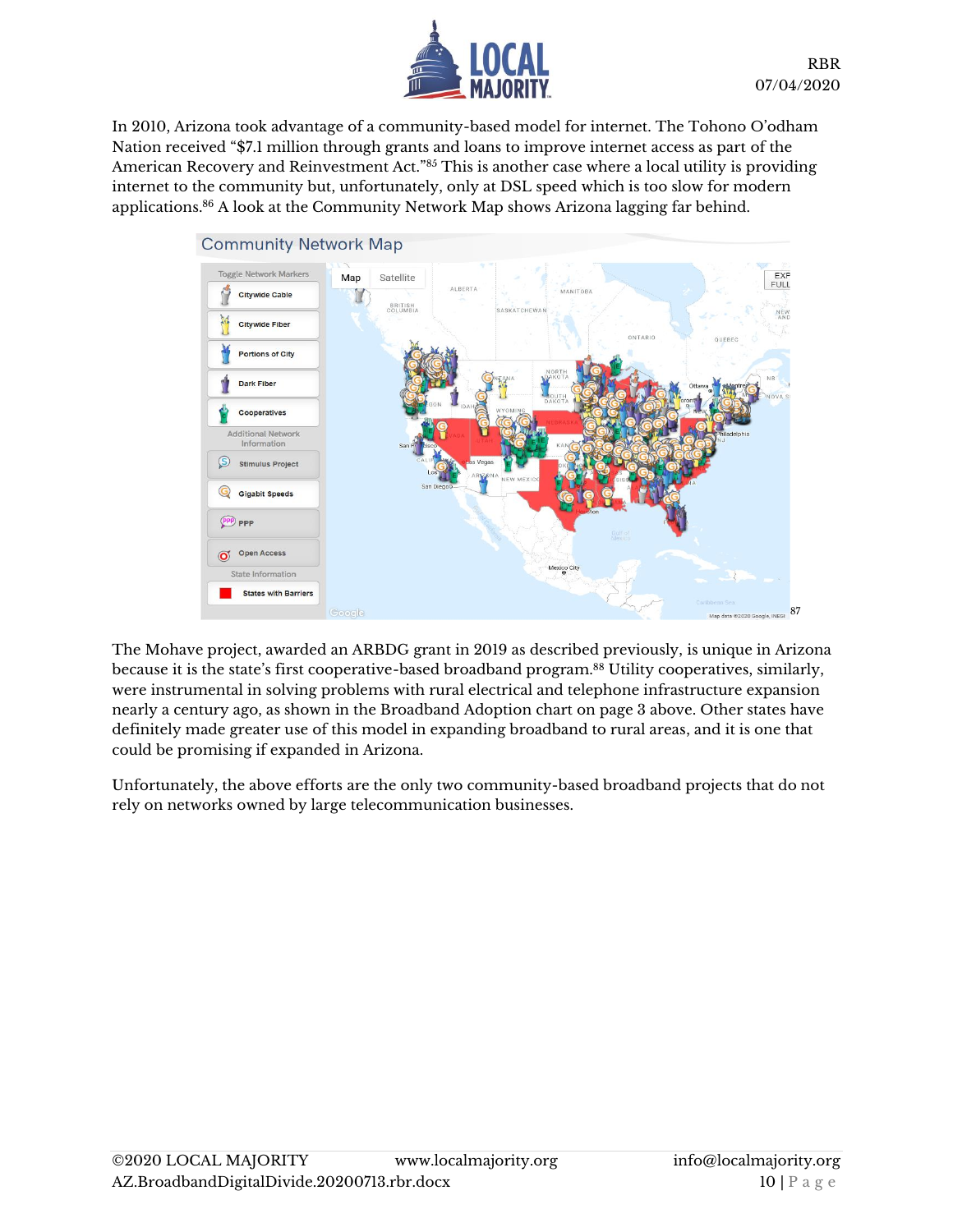In 2010, Arizona took advantage of a community-based model for internet. The Tohono O'odham Nation received "$7.1 million through grants and loans to improve internet access as part of the American Recovery and Reinvestment Act."[85] This is another case where a local utility is providing internet to the community but, unfortunately, only at DSL speed which is too slow for modern applications.[86] A look at the Community Network Map shows Arizona lagging far behind.

[87]

The Mohave project, awarded an ARBDG grant in 2019 as described previously, is unique in Arizona because it is the state's first cooperative-based broadband program.[88] Utility cooperatives, similarly, were instrumental in solving problems with rural electrical and telephone infrastructure expansion nearly a century ago, as shown in the Broadband Adoption chart on page 3 above. Other states have definitely made greater use of this model in expanding broadband to rural areas, and it is one that could be promising if expanded in Arizona.

Unfortunately, the above efforts are the only two community-based broadband projects that do not rely on networks owned by large telecommunication businesses.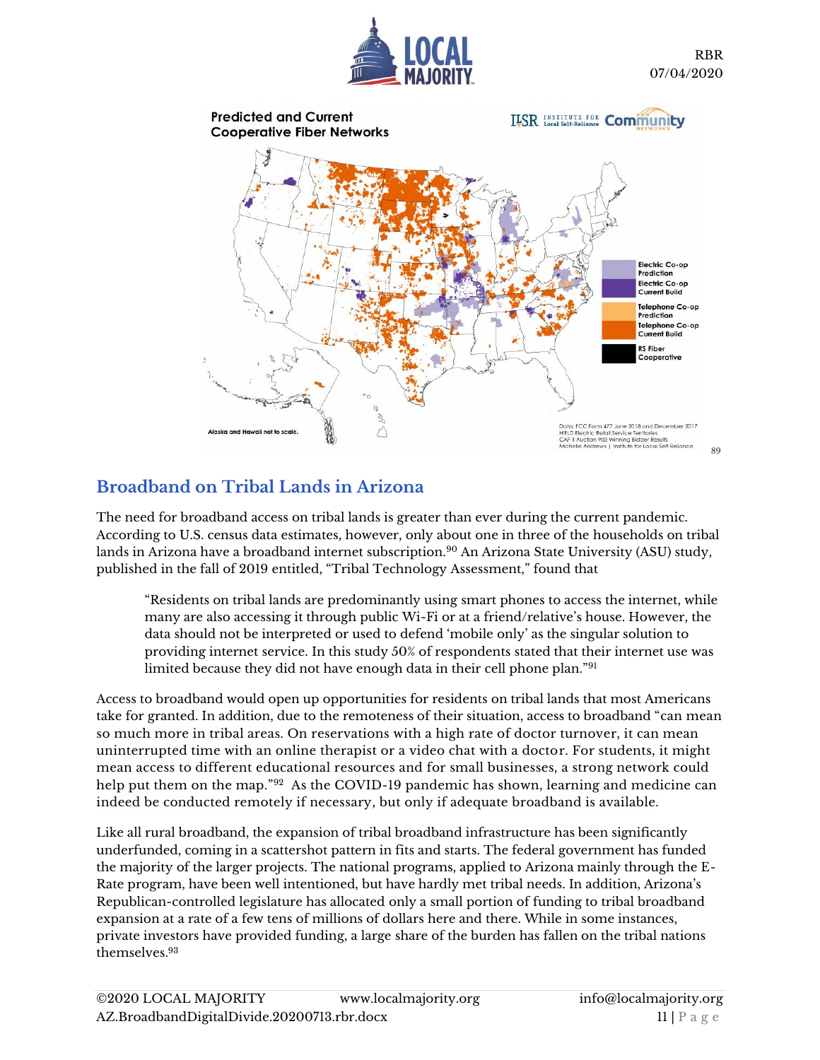Predicted and Current Cooperative Fiber Networks

Electric Co-op Prediction
Electric Co-op Current Build
Telephone Co-op Prediction
Telephone Co-op Current Build
RS Fiber Cooperative

Alaska and Hawaii not to scale.

Data: FCC Form 477 June 2018 and December 2017
HIFLD Electric Retail Service Territories
CAF II Auction 903 Winning Bidder Results
Michelle Andrews | Institute for Local Self-Reliance

[89]

## Broadband on Tribal Lands in Arizona

The need for broadband access on tribal lands is greater than ever during the current pandemic. According to U.S. census data estimates, however, only about one in three of the households on tribal lands in Arizona have a broadband internet subscription.[90] An Arizona State University (ASU) study, published in the fall of 2019 entitled, "Tribal Technology Assessment," found that

> "Residents on tribal lands are predominantly using smart phones to access the internet, while many are also accessing it through public Wi-Fi or at a friend/relative's house. However, the data should not be interpreted or used to defend 'mobile only' as the singular solution to providing internet service. In this study 50% of respondents stated that their internet use was limited because they did not have enough data in their cell phone plan."[91]

Access to broadband would open up opportunities for residents on tribal lands that most Americans take for granted. In addition, due to the remoteness of their situation, access to broadband "can mean so much more in tribal areas. On reservations with a high rate of doctor turnover, it can mean uninterrupted time with an online therapist or a video chat with a doctor. For students, it might mean access to different educational resources and for small businesses, a strong network could help put them on the map."[92] As the COVID-19 pandemic has shown, learning and medicine can indeed be conducted remotely if necessary, but only if adequate broadband is available.

Like all rural broadband, the expansion of tribal broadband infrastructure has been significantly underfunded, coming in a scattershot pattern in fits and starts. The federal government has funded the majority of the larger projects. The national programs, applied to Arizona mainly through the E-Rate program, have been well intentioned, but have hardly met tribal needs. In addition, Arizona's Republican-controlled legislature has allocated only a small portion of funding to tribal broadband expansion at a rate of a few tens of millions of dollars here and there. While in some instances, private investors have provided funding, a large share of the burden has fallen on the tribal nations themselves.[93]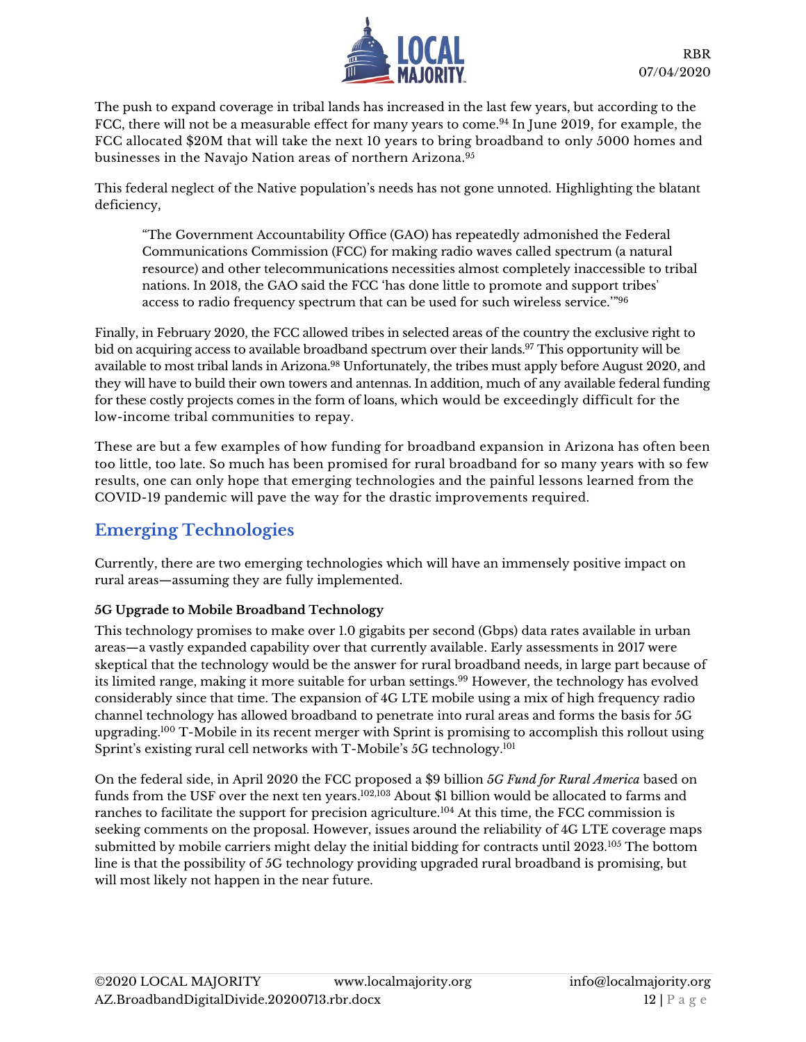The push to expand coverage in tribal lands has increased in the last few years, but according to the FCC, there will not be a measurable effect for many years to come.[94] In June 2019, for example, the FCC allocated $20M that will take the next 10 years to bring broadband to only 5000 homes and businesses in the Navajo Nation areas of northern Arizona.[95]

This federal neglect of the Native population's needs has not gone unnoted. Highlighting the blatant deficiency,

> "The Government Accountability Office (GAO) has repeatedly admonished the Federal Communications Commission (FCC) for making radio waves called spectrum (a natural resource) and other telecommunications necessities almost completely inaccessible to tribal nations. In 2018, the GAO said the FCC 'has done little to promote and support tribes' access to radio frequency spectrum that can be used for such wireless service.'"[96]

Finally, in February 2020, the FCC allowed tribes in selected areas of the country the exclusive right to bid on acquiring access to available broadband spectrum over their lands.[97] This opportunity will be available to most tribal lands in Arizona.[98] Unfortunately, the tribes must apply before August 2020, and they will have to build their own towers and antennas. In addition, much of any available federal funding for these costly projects comes in the form of loans, which would be exceedingly difficult for the low-income tribal communities to repay.

These are but a few examples of how funding for broadband expansion in Arizona has often been too little, too late. So much has been promised for rural broadband for so many years with so few results, one can only hope that emerging technologies and the painful lessons learned from the COVID-19 pandemic will pave the way for the drastic improvements required.

## Emerging Technologies

Currently, there are two emerging technologies which will have an immensely positive impact on rural areas—assuming they are fully implemented.

**5G Upgrade to Mobile Broadband Technology**

This technology promises to make over 1.0 gigabits per second (Gbps) data rates available in urban areas—a vastly expanded capability over that currently available. Early assessments in 2017 were skeptical that the technology would be the answer for rural broadband needs, in large part because of its limited range, making it more suitable for urban settings.[99] However, the technology has evolved considerably since that time. The expansion of 4G LTE mobile using a mix of high frequency radio channel technology has allowed broadband to penetrate into rural areas and forms the basis for 5G upgrading.[100] T-Mobile in its recent merger with Sprint is promising to accomplish this rollout using Sprint's existing rural cell networks with T-Mobile's 5G technology.[101]

On the federal side, in April 2020 the FCC proposed a $9 billion *5G Fund for Rural America* based on funds from the USF over the next ten years.[102,103] About $1 billion would be allocated to farms and ranches to facilitate the support for precision agriculture.[104] At this time, the FCC commission is seeking comments on the proposal. However, issues around the reliability of 4G LTE coverage maps submitted by mobile carriers might delay the initial bidding for contracts until 2023.[105] The bottom line is that the possibility of 5G technology providing upgraded rural broadband is promising, but will most likely not happen in the near future.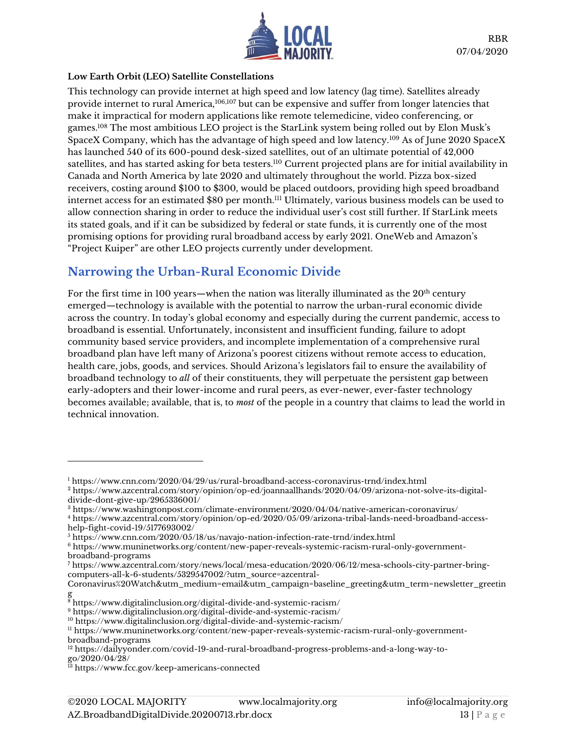**Low Earth Orbit (LEO) Satellite Constellations**

This technology can provide internet at high speed and low latency (lag time). Satellites already provide internet to rural America,[106,107] but can be expensive and suffer from longer latencies that make it impractical for modern applications like remote telemedicine, video conferencing, or games.[108] The most ambitious LEO project is the StarLink system being rolled out by Elon Musk's SpaceX Company, which has the advantage of high speed and low latency.[109] As of June 2020 SpaceX has launched 540 of its 600-pound desk-sized satellites, out of an ultimate potential of 42,000 satellites, and has started asking for beta testers.[110] Current projected plans are for initial availability in Canada and North America by late 2020 and ultimately throughout the world. Pizza box-sized receivers, costing around $100 to $300, would be placed outdoors, providing high speed broadband internet access for an estimated $80 per month.[111] Ultimately, various business models can be used to allow connection sharing in order to reduce the individual user's cost still further. If StarLink meets its stated goals, and if it can be subsidized by federal or state funds, it is currently one of the most promising options for providing rural broadband access by early 2021. OneWeb and Amazon's "Project Kuiper" are other LEO projects currently under development.

## Narrowing the Urban-Rural Economic Divide

For the first time in 100 years—when the nation was literally illuminated as the 20th century emerged—technology is available with the potential to narrow the urban-rural economic divide across the country. In today's global economy and especially during the current pandemic, access to broadband is essential. Unfortunately, inconsistent and insufficient funding, failure to adopt community based service providers, and incomplete implementation of a comprehensive rural broadband plan have left many of Arizona's poorest citizens without remote access to education, health care, jobs, goods, and services. Should Arizona's legislators fail to ensure the availability of broadband technology to *all* of their constituents, they will perpetuate the persistent gap between early-adopters and their lower-income and rural peers, as ever-newer, ever-faster technology becomes available; available, that is, to *most* of the people in a country that claims to lead the world in technical innovation.

---

[1] https://www.cnn.com/2020/04/29/us/rural-broadband-access-coronavirus-trnd/index.html
[2] https://www.azcentral.com/story/opinion/op-ed/joannaallhands/2020/04/09/arizona-not-solve-its-digital-divide-dont-give-up/2965336001/
[3] https://www.washingtonpost.com/climate-environment/2020/04/04/native-american-coronavirus/
[4] https://www.azcentral.com/story/opinion/op-ed/2020/05/09/arizona-tribal-lands-need-broadband-access-help-fight-covid-19/5177693002/
[5] https://www.cnn.com/2020/05/18/us/navajo-nation-infection-rate-trnd/index.html
[6] https://www.muninetworks.org/content/new-paper-reveals-systemic-racism-rural-only-government-broadband-programs
[7] https://www.azcentral.com/story/news/local/mesa-education/2020/06/12/mesa-schools-city-partner-bring-computers-all-k-6-students/5329547002/?utm_source=azcentral-Coronavirus%20Watch&utm_medium=email&utm_campaign=baseline_greeting&utm_term=newsletter_greeting
[8] https://www.digitalinclusion.org/digital-divide-and-systemic-racism/
[9] https://www.digitalinclusion.org/digital-divide-and-systemic-racism/
[10] https://www.digitalinclusion.org/digital-divide-and-systemic-racism/
[11] https://www.muninetworks.org/content/new-paper-reveals-systemic-racism-rural-only-government-broadband-programs
[12] https://dailyyonder.com/covid-19-and-rural-broadband-progress-problems-and-a-long-way-to-go/2020/04/28/
[13] https://www.fcc.gov/keep-americans-connected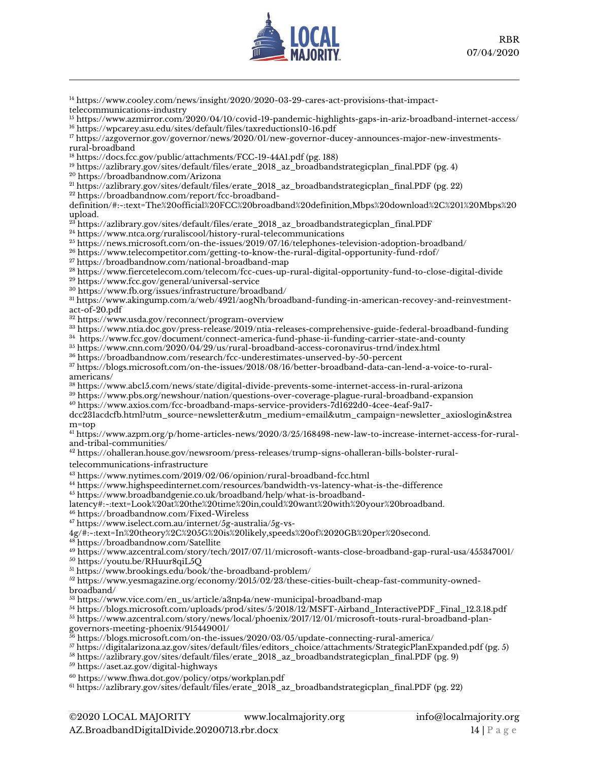[14] https://www.cooley.com/news/insight/2020/2020-03-29-cares-act-provisions-that-impact-telecommunications-industry
[15] https://www.azmirror.com/2020/04/10/covid-19-pandemic-highlights-gaps-in-ariz-broadband-internet-access/
[16] https://wpcarey.asu.edu/sites/default/files/taxreductions10-16.pdf
[17] https://azgovernor.gov/governor/news/2020/01/new-governor-ducey-announces-major-new-investments-rural-broadband
[18] https://docs.fcc.gov/public/attachments/FCC-19-44A1.pdf (pg. 188)
[19] https://azlibrary.gov/sites/default/files/erate_2018_az_broadbandstrategicplan_final.PDF (pg. 4)
[20] https://broadbandnow.com/Arizona
[21] https://azlibrary.gov/sites/default/files/erate_2018_az_broadbandstrategicplan_final.PDF (pg. 22)
[22] https://broadbandnow.com/report/fcc-broadband-definition/#:~:text=The%20official%20FCC%20broadband%20definition,Mbps%20download%2C%201%20Mbps%20upload.
[23] https://azlibrary.gov/sites/default/files/erate_2018_az_broadbandstrategicplan_final.PDF
[24] https://www.ntca.org/ruraliscool/history-rural-telecommunications
[25] https://news.microsoft.com/on-the-issues/2019/07/16/telephones-television-adoption-broadband/
[26] https://www.telecompetitor.com/getting-to-know-the-rural-digital-opportunity-fund-rdof/
[27] https://broadbandnow.com/national-broadband-map
[28] https://www.fiercetelecom.com/telecom/fcc-cues-up-rural-digital-opportunity-fund-to-close-digital-divide
[29] https://www.fcc.gov/general/universal-service
[30] https://www.fb.org/issues/infrastructure/broadband/
[31] https://www.akingump.com/a/web/4921/aogNh/broadband-funding-in-american-recovey-and-reinvestment-act-of-20.pdf
[32] https://www.usda.gov/reconnect/program-overview
[33] https://www.ntia.doc.gov/press-release/2019/ntia-releases-comprehensive-guide-federal-broadband-funding
[34] https://www.fcc.gov/document/connect-america-fund-phase-ii-funding-carrier-state-and-county
[35] https://www.cnn.com/2020/04/29/us/rural-broadband-access-coronavirus-trnd/index.html
[36] https://broadbandnow.com/research/fcc-underestimates-unserved-by-50-percent
[37] https://blogs.microsoft.com/on-the-issues/2018/08/16/better-broadband-data-can-lend-a-voice-to-rural-americans/
[38] https://www.abc15.com/news/state/digital-divide-prevents-some-internet-access-in-rural-arizona
[39] https://www.pbs.org/newshour/nation/questions-over-coverage-plague-rural-broadband-expansion
[40] https://www.axios.com/fcc-broadband-maps-service-providers-7d1622d0-4cee-4eaf-9a17-dcc231acdcfb.html?utm_source=newsletter&utm_medium=email&utm_campaign=newsletter_axioslogin&stream=top
[41] https://www.azpm.org/p/home-articles-news/2020/3/25/168498-new-law-to-increase-internet-access-for-rural-and-tribal-communities/
[42] https://ohalleran.house.gov/newsroom/press-releases/trump-signs-ohalleran-bills-bolster-rural-telecommunications-infrastructure
[43] https://www.nytimes.com/2019/02/06/opinion/rural-broadband-fcc.html
[44] https://www.highspeedinternet.com/resources/bandwidth-vs-latency-what-is-the-difference
[45] https://www.broadbandgenie.co.uk/broadband/help/what-is-broadband-latency#:~:text=Look%20at%20the%20time%20in,could%20want%20with%20your%20broadband.
[46] https://broadbandnow.com/Fixed-Wireless
[47] https://www.iselect.com.au/internet/5g-australia/5g-vs-4g/#:~:text=In%20theory%2C%205G%20is%20likely,speeds%20of%2020GB%20per%20second.
[48] https://broadbandnow.com/Satellite
[49] https://www.azcentral.com/story/tech/2017/07/11/microsoft-wants-close-broadband-gap-rural-usa/455347001/
[50] https://youtu.be/RHuur8qiL5Q
[51] https://www.brookings.edu/book/the-broadband-problem/
[52] https://www.yesmagazine.org/economy/2015/02/23/these-cities-built-cheap-fast-community-owned-broadband/
[53] https://www.vice.com/en_us/article/a3np4a/new-municipal-broadband-map
[54] https://blogs.microsoft.com/uploads/prod/sites/5/2018/12/MSFT-Airband_InteractivePDF_Final_12.3.18.pdf
[55] https://www.azcentral.com/story/news/local/phoenix/2017/12/01/microsoft-touts-rural-broadband-plan-governors-meeting-phoenix/915449001/
[56] https://blogs.microsoft.com/on-the-issues/2020/03/05/update-connecting-rural-america/
[57] https://digitalarizona.az.gov/sites/default/files/editors_choice/attachments/StrategicPlanExpanded.pdf (pg. 5)
[58] https://azlibrary.gov/sites/default/files/erate_2018_az_broadbandstrategicplan_final.PDF (pg. 9)
[59] https://aset.az.gov/digital-highways
[60] https://www.fhwa.dot.gov/policy/otps/workplan.pdf
[61] https://azlibrary.gov/sites/default/files/erate_2018_az_broadbandstrategicplan_final.PDF (pg. 22)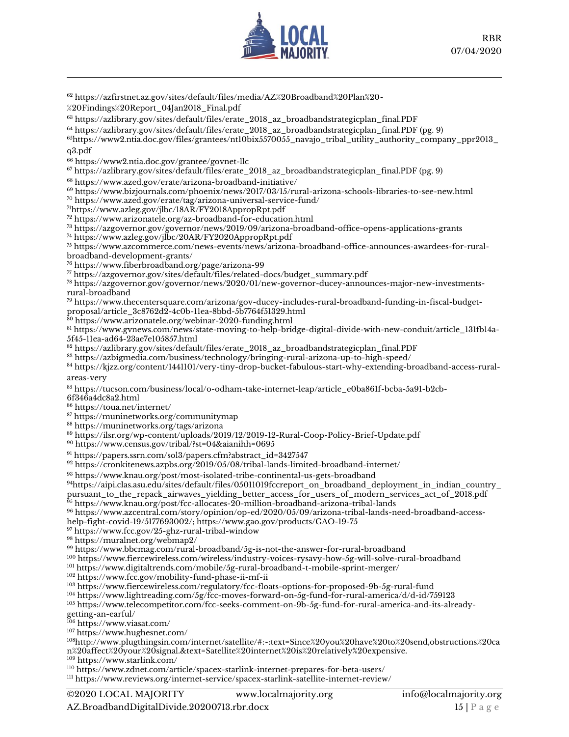[62] https://azfirstnet.az.gov/sites/default/files/media/AZ%20Broadband%20Plan%20-%20Findings%20Report_04Jan2018_Final.pdf

[63] https://azlibrary.gov/sites/default/files/erate_2018_az_broadbandstrategicplan_final.PDF

[64] https://azlibrary.gov/sites/default/files/erate_2018_az_broadbandstrategicplan_final.PDF (pg. 9)

[65] https://www2.ntia.doc.gov/files/grantees/nt10bix5570055_navajo_tribal_utility_authority_company_ppr2013_q3.pdf

[66] https://www2.ntia.doc.gov/grantee/govnet-llc

[67] https://azlibrary.gov/sites/default/files/erate_2018_az_broadbandstrategicplan_final.PDF (pg. 9)

[68] https://www.azed.gov/erate/arizona-broadband-initiative/

[69] https://www.bizjournals.com/phoenix/news/2017/03/15/rural-arizona-schools-libraries-to-see-new.html

[70] https://www.azed.gov/erate/tag/arizona-universal-service-fund/

[71] https://www.azleg.gov/jlbc/18AR/FY2018AppropRpt.pdf

[72] https://www.arizonatele.org/az-broadband-for-education.html

[73] https://azgovernor.gov/governor/news/2019/09/arizona-broadband-office-opens-applications-grants

[74] https://www.azleg.gov/jlbc/20AR/FY2020AppropRpt.pdf

[75] https://www.azcommerce.com/news-events/news/arizona-broadband-office-announces-awardees-for-rural-broadband-development-grants/

[76] https://www.fiberbroadband.org/page/arizona-99

[77] https://azgovernor.gov/sites/default/files/related-docs/budget_summary.pdf

[78] https://azgovernor.gov/governor/news/2020/01/new-governor-ducey-announces-major-new-investments-rural-broadband

[79] https://www.thecentersquare.com/arizona/gov-ducey-includes-rural-broadband-funding-in-fiscal-budget-proposal/article_3c8762d2-4c0b-11ea-8bbd-5b7764f51329.html

[80] https://www.arizonatele.org/webinar-2020-funding.html

[81] https://www.gvnews.com/news/state-moving-to-help-bridge-digital-divide-with-new-conduit/article_131fb14a-5f45-11ea-ad64-23ae7e105857.html

[82] https://azlibrary.gov/sites/default/files/erate_2018_az_broadbandstrategicplan_final.PDF

[83] https://azbigmedia.com/business/technology/bringing-rural-arizona-up-to-high-speed/

[84] https://kjzz.org/content/1441101/very-tiny-drop-bucket-fabulous-start-why-extending-broadband-access-rural-areas-very

[85] https://tucson.com/business/local/o-odham-take-internet-leap/article_e0ba861f-bcba-5a91-b2cb-6f346a4dc8a2.html

[86] https://toua.net/internet/

[87] https://muninetworks.org/communitymap

[88] https://muninetworks.org/tags/arizona

[89] https://ilsr.org/wp-content/uploads/2019/12/2019-12-Rural-Coop-Policy-Brief-Update.pdf

[90] https://www.census.gov/tribal/?st=04&aianihh=0695

[91] https://papers.ssrn.com/sol3/papers.cfm?abstract_id=3427547

[92] https://cronkitenews.azpbs.org/2019/05/08/tribal-lands-limited-broadband-internet/

[93] https://www.knau.org/post/most-isolated-tribe-continental-us-gets-broadband

[94] https://aipi.clas.asu.edu/sites/default/files/05011019fccreport_on_broadband_deployment_in_indian_country_pursuant_to_the_repack_airwaves_yielding_better_access_for_users_of_modern_services_act_of_2018.pdf

[95] https://www.knau.org/post/fcc-allocates-20-million-broadband-arizona-tribal-lands

[96] https://www.azcentral.com/story/opinion/op-ed/2020/05/09/arizona-tribal-lands-need-broadband-access-help-fight-covid-19/5177693002/; https://www.gao.gov/products/GAO-19-75

[97] https://www.fcc.gov/25-ghz-rural-tribal-window

[98] https://muralnet.org/webmap2/

[99] https://www.bbcmag.com/rural-broadband/5g-is-not-the-answer-for-rural-broadband

[100] https://www.fiercewireless.com/wireless/industry-voices-rysavy-how-5g-will-solve-rural-broadband

[101] https://www.digitaltrends.com/mobile/5g-rural-broadband-t-mobile-sprint-merger/

[102] https://www.fcc.gov/mobility-fund-phase-ii-mf-ii

[103] https://www.fiercewireless.com/regulatory/fcc-floats-options-for-proposed-9b-5g-rural-fund

[104] https://www.lightreading.com/5g/fcc-moves-forward-on-5g-fund-for-rural-america/d/d-id/759123

[105] https://www.telecompetitor.com/fcc-seeks-comment-on-9b-5g-fund-for-rural-america-and-its-already-getting-an-earful/

[106] https://www.viasat.com/

[107] https://www.hughesnet.com/

[108] http://www.plugthingsin.com/internet/satellite/#:~:text=Since%20you%20have%20to%20send,obstructions%20can%20affect%20your%20signal.&text=Satellite%20internet%20is%20relatively%20expensive.

[109] https://www.starlink.com/

[110] https://www.zdnet.com/article/spacex-starlink-internet-prepares-for-beta-users/

[111] https://www.reviews.org/internet-service/spacex-starlink-satellite-internet-review/